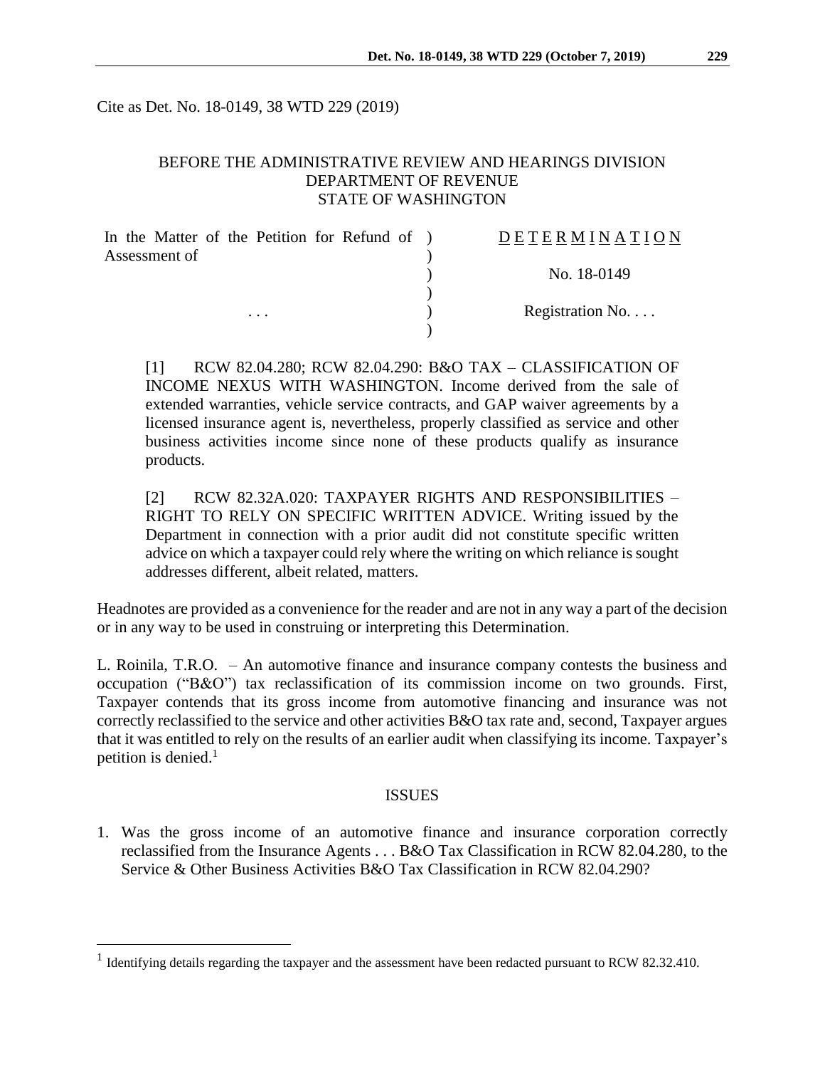Cite as Det. No. 18-0149, 38 WTD 229 (2019)

BEFORE THE ADMINISTRATIVE REVIEW AND HEARINGS DIVISION
DEPARTMENT OF REVENUE
STATE OF WASHINGTON

| | |
|---|---|
| In the Matter of the Petition for Refund of Assessment of | DETERMINATION |
| | No. 18-0149 |
| . . . | Registration No. . . . |

[1] RCW 82.04.280; RCW 82.04.290: B&O TAX – CLASSIFICATION OF INCOME NEXUS WITH WASHINGTON. Income derived from the sale of extended warranties, vehicle service contracts, and GAP waiver agreements by a licensed insurance agent is, nevertheless, properly classified as service and other business activities income since none of these products qualify as insurance products.

[2] RCW 82.32A.020: TAXPAYER RIGHTS AND RESPONSIBILITIES – RIGHT TO RELY ON SPECIFIC WRITTEN ADVICE. Writing issued by the Department in connection with a prior audit did not constitute specific written advice on which a taxpayer could rely where the writing on which reliance is sought addresses different, albeit related, matters.

Headnotes are provided as a convenience for the reader and are not in any way a part of the decision or in any way to be used in construing or interpreting this Determination.

L. Roinila, T.R.O. – An automotive finance and insurance company contests the business and occupation ("B&O") tax reclassification of its commission income on two grounds. First, Taxpayer contends that its gross income from automotive financing and insurance was not correctly reclassified to the service and other activities B&O tax rate and, second, Taxpayer argues that it was entitled to rely on the results of an earlier audit when classifying its income. Taxpayer's petition is denied.[1]

## ISSUES

1. Was the gross income of an automotive finance and insurance corporation correctly reclassified from the Insurance Agents . . . B&O Tax Classification in RCW 82.04.280, to the Service & Other Business Activities B&O Tax Classification in RCW 82.04.290?

---

[1] Identifying details regarding the taxpayer and the assessment have been redacted pursuant to RCW 82.32.410.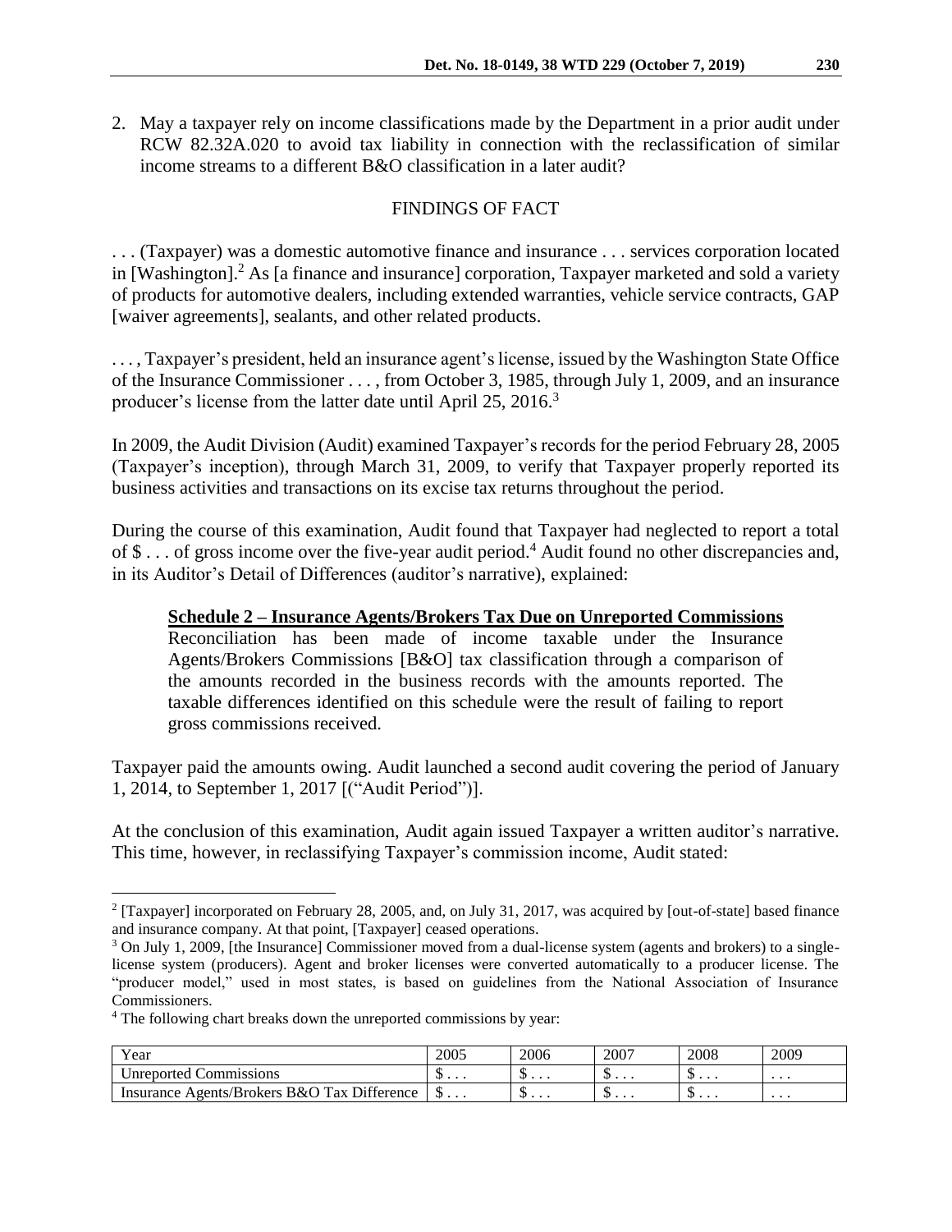2. May a taxpayer rely on income classifications made by the Department in a prior audit under RCW 82.32A.020 to avoid tax liability in connection with the reclassification of similar income streams to a different B&O classification in a later audit?

## FINDINGS OF FACT

. . . (Taxpayer) was a domestic automotive finance and insurance . . . services corporation located in [Washington].[2] As [a finance and insurance] corporation, Taxpayer marketed and sold a variety of products for automotive dealers, including extended warranties, vehicle service contracts, GAP [waiver agreements], sealants, and other related products.

. . . , Taxpayer's president, held an insurance agent's license, issued by the Washington State Office of the Insurance Commissioner . . . , from October 3, 1985, through July 1, 2009, and an insurance producer's license from the latter date until April 25, 2016.[3]

In 2009, the Audit Division (Audit) examined Taxpayer's records for the period February 28, 2005 (Taxpayer's inception), through March 31, 2009, to verify that Taxpayer properly reported its business activities and transactions on its excise tax returns throughout the period.

During the course of this examination, Audit found that Taxpayer had neglected to report a total of $ . . . of gross income over the five-year audit period.[4] Audit found no other discrepancies and, in its Auditor's Detail of Differences (auditor's narrative), explained:

> **<u>Schedule 2 – Insurance Agents/Brokers Tax Due on Unreported Commissions</u>**
> Reconciliation has been made of income taxable under the Insurance Agents/Brokers Commissions [B&O] tax classification through a comparison of the amounts recorded in the business records with the amounts reported. The taxable differences identified on this schedule were the result of failing to report gross commissions received.

Taxpayer paid the amounts owing. Audit launched a second audit covering the period of January 1, 2014, to September 1, 2017 [("Audit Period")].

At the conclusion of this examination, Audit again issued Taxpayer a written auditor's narrative. This time, however, in reclassifying Taxpayer's commission income, Audit stated:

---

[2] [Taxpayer] incorporated on February 28, 2005, and, on July 31, 2017, was acquired by [out-of-state] based finance and insurance company. At that point, [Taxpayer] ceased operations.

[3] On July 1, 2009, [the Insurance] Commissioner moved from a dual-license system (agents and brokers) to a single-license system (producers). Agent and broker licenses were converted automatically to a producer license. The "producer model," used in most states, is based on guidelines from the National Association of Insurance Commissioners.

[4] The following chart breaks down the unreported commissions by year:

| Year | 2005 | 2006 | 2007 | 2008 | 2009 |
|---|---|---|---|---|---|
| Unreported Commissions | $ . . . | $ . . . | $ . . . | $ . . . | . . . |
| Insurance Agents/Brokers B&O Tax Difference | $ . . . | $ . . . | $ . . . | $ . . . | . . . |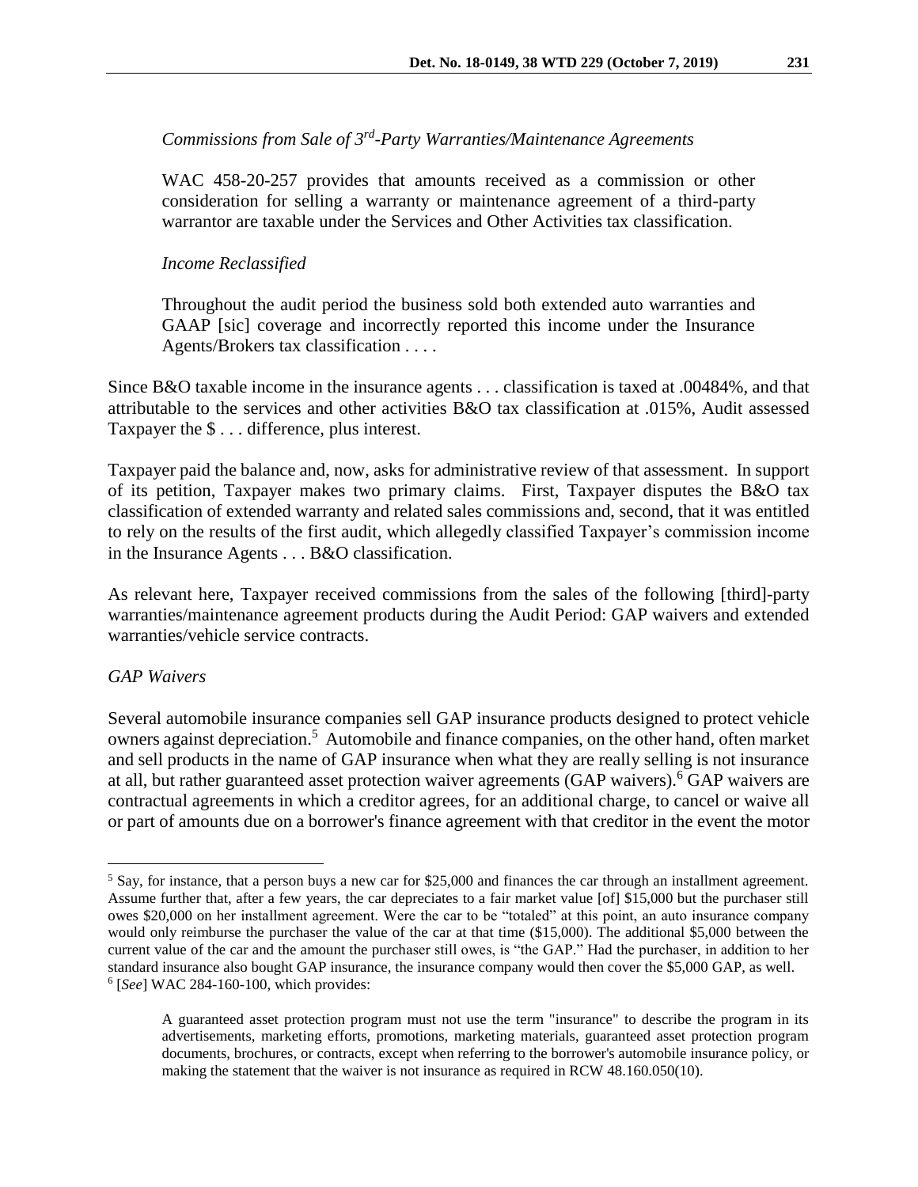*Commissions from Sale of 3rd-Party Warranties/Maintenance Agreements*

> WAC 458-20-257 provides that amounts received as a commission or other consideration for selling a warranty or maintenance agreement of a third-party warrantor are taxable under the Services and Other Activities tax classification.
>
> *Income Reclassified*
>
> Throughout the audit period the business sold both extended auto warranties and GAAP [sic] coverage and incorrectly reported this income under the Insurance Agents/Brokers tax classification . . . .

Since B&O taxable income in the insurance agents . . . classification is taxed at .00484%, and that attributable to the services and other activities B&O tax classification at .015%, Audit assessed Taxpayer the $ . . . difference, plus interest.

Taxpayer paid the balance and, now, asks for administrative review of that assessment. In support of its petition, Taxpayer makes two primary claims. First, Taxpayer disputes the B&O tax classification of extended warranty and related sales commissions and, second, that it was entitled to rely on the results of the first audit, which allegedly classified Taxpayer's commission income in the Insurance Agents . . . B&O classification.

As relevant here, Taxpayer received commissions from the sales of the following [third]-party warranties/maintenance agreement products during the Audit Period: GAP waivers and extended warranties/vehicle service contracts.

*GAP Waivers*

Several automobile insurance companies sell GAP insurance products designed to protect vehicle owners against depreciation.[5] Automobile and finance companies, on the other hand, often market and sell products in the name of GAP insurance when what they are really selling is not insurance at all, but rather guaranteed asset protection waiver agreements (GAP waivers).[6] GAP waivers are contractual agreements in which a creditor agrees, for an additional charge, to cancel or waive all or part of amounts due on a borrower's finance agreement with that creditor in the event the motor

---

[5] Say, for instance, that a person buys a new car for $25,000 and finances the car through an installment agreement. Assume further that, after a few years, the car depreciates to a fair market value [of] $15,000 but the purchaser still owes $20,000 on her installment agreement. Were the car to be "totaled" at this point, an auto insurance company would only reimburse the purchaser the value of the car at that time ($15,000). The additional $5,000 between the current value of the car and the amount the purchaser still owes, is "the GAP." Had the purchaser, in addition to her standard insurance also bought GAP insurance, the insurance company would then cover the $5,000 GAP, as well.

[6] [*See*] WAC 284-160-100, which provides:

> A guaranteed asset protection program must not use the term "insurance" to describe the program in its advertisements, marketing efforts, promotions, marketing materials, guaranteed asset protection program documents, brochures, or contracts, except when referring to the borrower's automobile insurance policy, or making the statement that the waiver is not insurance as required in RCW 48.160.050(10).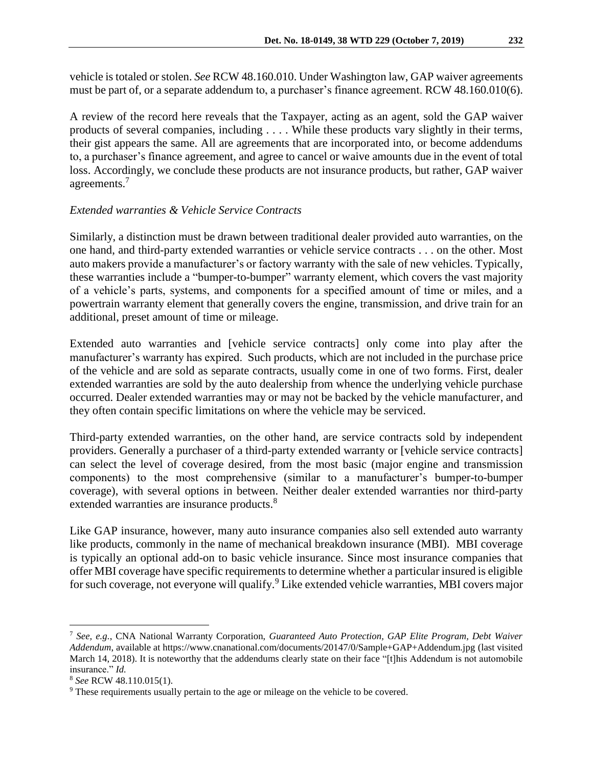vehicle is totaled or stolen. *See* RCW 48.160.010. Under Washington law, GAP waiver agreements must be part of, or a separate addendum to, a purchaser's finance agreement. RCW 48.160.010(6).

A review of the record here reveals that the Taxpayer, acting as an agent, sold the GAP waiver products of several companies, including . . . . While these products vary slightly in their terms, their gist appears the same. All are agreements that are incorporated into, or become addendums to, a purchaser's finance agreement, and agree to cancel or waive amounts due in the event of total loss. Accordingly, we conclude these products are not insurance products, but rather, GAP waiver agreements.[7]

*Extended warranties & Vehicle Service Contracts*

Similarly, a distinction must be drawn between traditional dealer provided auto warranties, on the one hand, and third-party extended warranties or vehicle service contracts . . . on the other. Most auto makers provide a manufacturer's or factory warranty with the sale of new vehicles. Typically, these warranties include a "bumper-to-bumper" warranty element, which covers the vast majority of a vehicle's parts, systems, and components for a specified amount of time or miles, and a powertrain warranty element that generally covers the engine, transmission, and drive train for an additional, preset amount of time or mileage.

Extended auto warranties and [vehicle service contracts] only come into play after the manufacturer's warranty has expired. Such products, which are not included in the purchase price of the vehicle and are sold as separate contracts, usually come in one of two forms. First, dealer extended warranties are sold by the auto dealership from whence the underlying vehicle purchase occurred. Dealer extended warranties may or may not be backed by the vehicle manufacturer, and they often contain specific limitations on where the vehicle may be serviced.

Third-party extended warranties, on the other hand, are service contracts sold by independent providers. Generally a purchaser of a third-party extended warranty or [vehicle service contracts] can select the level of coverage desired, from the most basic (major engine and transmission components) to the most comprehensive (similar to a manufacturer's bumper-to-bumper coverage), with several options in between. Neither dealer extended warranties nor third-party extended warranties are insurance products.[8]

Like GAP insurance, however, many auto insurance companies also sell extended auto warranty like products, commonly in the name of mechanical breakdown insurance (MBI). MBI coverage is typically an optional add-on to basic vehicle insurance. Since most insurance companies that offer MBI coverage have specific requirements to determine whether a particular insured is eligible for such coverage, not everyone will qualify.[9] Like extended vehicle warranties, MBI covers major

---

[7] *See, e.g.*, CNA National Warranty Corporation, *Guaranteed Auto Protection, GAP Elite Program, Debt Waiver Addendum*, available at https://www.cnanational.com/documents/20147/0/Sample+GAP+Addendum.jpg (last visited March 14, 2018). It is noteworthy that the addendums clearly state on their face "[t]his Addendum is not automobile insurance." *Id.*

[8] *See* RCW 48.110.015(1).

[9] These requirements usually pertain to the age or mileage on the vehicle to be covered.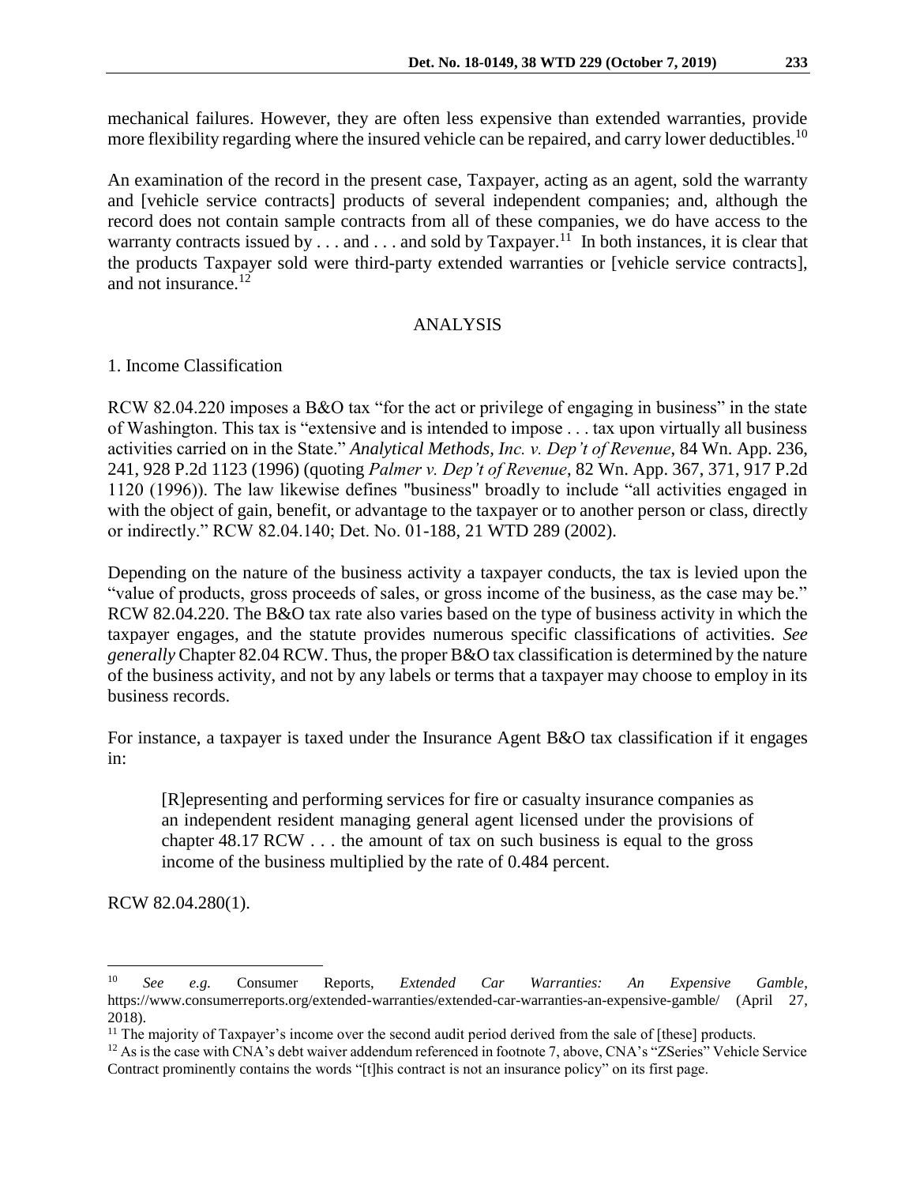mechanical failures. However, they are often less expensive than extended warranties, provide more flexibility regarding where the insured vehicle can be repaired, and carry lower deductibles.[10]

An examination of the record in the present case, Taxpayer, acting as an agent, sold the warranty and [vehicle service contracts] products of several independent companies; and, although the record does not contain sample contracts from all of these companies, we do have access to the warranty contracts issued by . . . and . . . and sold by Taxpayer.[11] In both instances, it is clear that the products Taxpayer sold were third-party extended warranties or [vehicle service contracts], and not insurance.[12]

## ANALYSIS

1. Income Classification

RCW 82.04.220 imposes a B&O tax "for the act or privilege of engaging in business" in the state of Washington. This tax is "extensive and is intended to impose . . . tax upon virtually all business activities carried on in the State." *Analytical Methods, Inc. v. Dep't of Revenue*, 84 Wn. App. 236, 241, 928 P.2d 1123 (1996) (quoting *Palmer v. Dep't of Revenue*, 82 Wn. App. 367, 371, 917 P.2d 1120 (1996)). The law likewise defines "business" broadly to include "all activities engaged in with the object of gain, benefit, or advantage to the taxpayer or to another person or class, directly or indirectly." RCW 82.04.140; Det. No. 01-188, 21 WTD 289 (2002).

Depending on the nature of the business activity a taxpayer conducts, the tax is levied upon the "value of products, gross proceeds of sales, or gross income of the business, as the case may be." RCW 82.04.220. The B&O tax rate also varies based on the type of business activity in which the taxpayer engages, and the statute provides numerous specific classifications of activities. *See generally* Chapter 82.04 RCW. Thus, the proper B&O tax classification is determined by the nature of the business activity, and not by any labels or terms that a taxpayer may choose to employ in its business records.

For instance, a taxpayer is taxed under the Insurance Agent B&O tax classification if it engages in:

> [R]epresenting and performing services for fire or casualty insurance companies as an independent resident managing general agent licensed under the provisions of chapter 48.17 RCW . . . the amount of tax on such business is equal to the gross income of the business multiplied by the rate of 0.484 percent.

RCW 82.04.280(1).

---

[10] *See e.g.* Consumer Reports, *Extended Car Warranties: An Expensive Gamble*, https://www.consumerreports.org/extended-warranties/extended-car-warranties-an-expensive-gamble/ (April 27, 2018).

[11] The majority of Taxpayer's income over the second audit period derived from the sale of [these] products.

[12] As is the case with CNA's debt waiver addendum referenced in footnote 7, above, CNA's "ZSeries" Vehicle Service Contract prominently contains the words "[t]his contract is not an insurance policy" on its first page.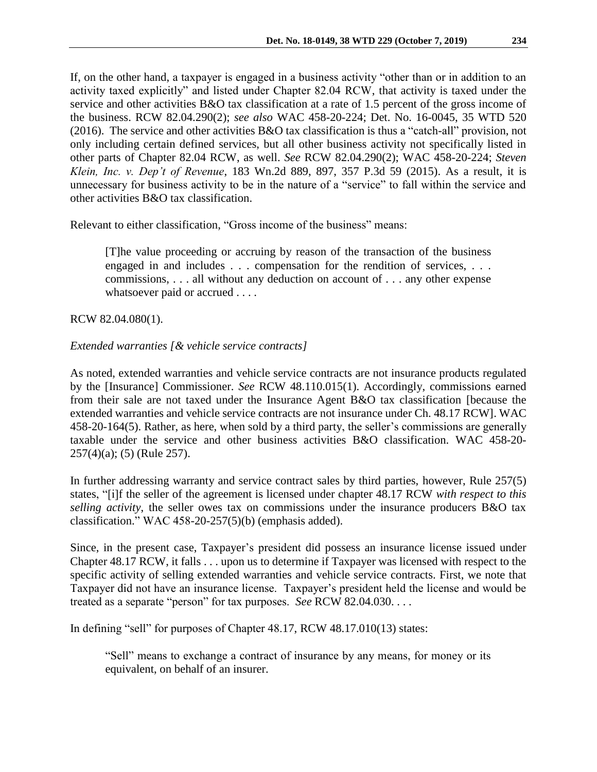If, on the other hand, a taxpayer is engaged in a business activity "other than or in addition to an activity taxed explicitly" and listed under Chapter 82.04 RCW, that activity is taxed under the service and other activities B&O tax classification at a rate of 1.5 percent of the gross income of the business. RCW 82.04.290(2); *see also* WAC 458-20-224; Det. No. 16-0045, 35 WTD 520 (2016). The service and other activities B&O tax classification is thus a "catch-all" provision, not only including certain defined services, but all other business activity not specifically listed in other parts of Chapter 82.04 RCW, as well. *See* RCW 82.04.290(2); WAC 458-20-224; *Steven Klein, Inc. v. Dep't of Revenue*, 183 Wn.2d 889, 897, 357 P.3d 59 (2015). As a result, it is unnecessary for business activity to be in the nature of a "service" to fall within the service and other activities B&O tax classification.

Relevant to either classification, "Gross income of the business" means:

> [T]he value proceeding or accruing by reason of the transaction of the business engaged in and includes . . . compensation for the rendition of services, . . . commissions, . . . all without any deduction on account of . . . any other expense whatsoever paid or accrued . . . .

RCW 82.04.080(1).

*Extended warranties [& vehicle service contracts]*

As noted, extended warranties and vehicle service contracts are not insurance products regulated by the [Insurance] Commissioner. *See* RCW 48.110.015(1). Accordingly, commissions earned from their sale are not taxed under the Insurance Agent B&O tax classification [because the extended warranties and vehicle service contracts are not insurance under Ch. 48.17 RCW]. WAC 458-20-164(5). Rather, as here, when sold by a third party, the seller's commissions are generally taxable under the service and other business activities B&O classification. WAC 458-20-257(4)(a); (5) (Rule 257).

In further addressing warranty and service contract sales by third parties, however, Rule 257(5) states, "[i]f the seller of the agreement is licensed under chapter 48.17 RCW *with respect to this selling activity*, the seller owes tax on commissions under the insurance producers B&O tax classification." WAC 458-20-257(5)(b) (emphasis added).

Since, in the present case, Taxpayer's president did possess an insurance license issued under Chapter 48.17 RCW, it falls . . . upon us to determine if Taxpayer was licensed with respect to the specific activity of selling extended warranties and vehicle service contracts. First, we note that Taxpayer did not have an insurance license. Taxpayer's president held the license and would be treated as a separate "person" for tax purposes. *See* RCW 82.04.030. . . .

In defining "sell" for purposes of Chapter 48.17, RCW 48.17.010(13) states:

> "Sell" means to exchange a contract of insurance by any means, for money or its equivalent, on behalf of an insurer.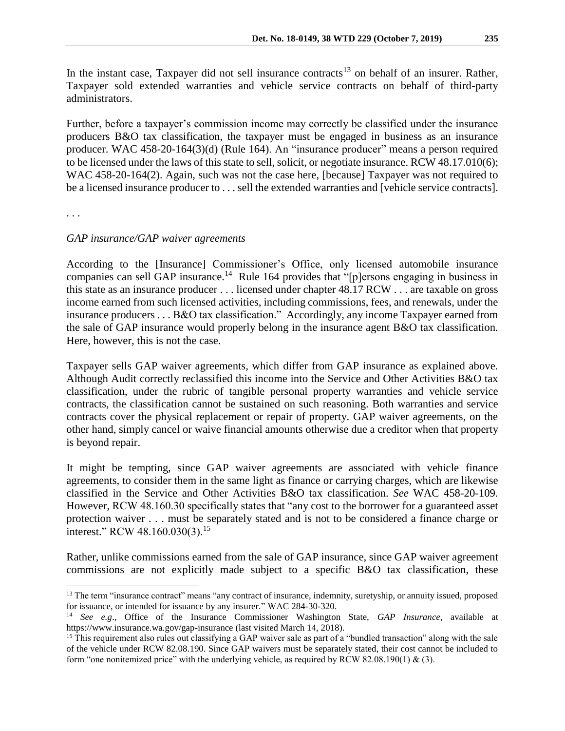In the instant case, Taxpayer did not sell insurance contracts[13] on behalf of an insurer. Rather, Taxpayer sold extended warranties and vehicle service contracts on behalf of third-party administrators.

Further, before a taxpayer's commission income may correctly be classified under the insurance producers B&O tax classification, the taxpayer must be engaged in business as an insurance producer. WAC 458-20-164(3)(d) (Rule 164). An "insurance producer" means a person required to be licensed under the laws of this state to sell, solicit, or negotiate insurance. RCW 48.17.010(6); WAC 458-20-164(2). Again, such was not the case here, [because] Taxpayer was not required to be a licensed insurance producer to . . . sell the extended warranties and [vehicle service contracts].

. . .

*GAP insurance/GAP waiver agreements*

According to the [Insurance] Commissioner's Office, only licensed automobile insurance companies can sell GAP insurance.[14] Rule 164 provides that "[p]ersons engaging in business in this state as an insurance producer . . . licensed under chapter 48.17 RCW . . . are taxable on gross income earned from such licensed activities, including commissions, fees, and renewals, under the insurance producers . . . B&O tax classification." Accordingly, any income Taxpayer earned from the sale of GAP insurance would properly belong in the insurance agent B&O tax classification. Here, however, this is not the case.

Taxpayer sells GAP waiver agreements, which differ from GAP insurance as explained above. Although Audit correctly reclassified this income into the Service and Other Activities B&O tax classification, under the rubric of tangible personal property warranties and vehicle service contracts, the classification cannot be sustained on such reasoning. Both warranties and service contracts cover the physical replacement or repair of property. GAP waiver agreements, on the other hand, simply cancel or waive financial amounts otherwise due a creditor when that property is beyond repair.

It might be tempting, since GAP waiver agreements are associated with vehicle finance agreements, to consider them in the same light as finance or carrying charges, which are likewise classified in the Service and Other Activities B&O tax classification. *See* WAC 458-20-109. However, RCW 48.160.30 specifically states that "any cost to the borrower for a guaranteed asset protection waiver . . . must be separately stated and is not to be considered a finance charge or interest." RCW 48.160.030(3).[15]

Rather, unlike commissions earned from the sale of GAP insurance, since GAP waiver agreement commissions are not explicitly made subject to a specific B&O tax classification, these

---

[13] The term "insurance contract" means "any contract of insurance, indemnity, suretyship, or annuity issued, proposed for issuance, or intended for issuance by any insurer." WAC 284-30-320.

[14] *See e.g*., Office of the Insurance Commissioner Washington State, *GAP Insurance*, available at https://www.insurance.wa.gov/gap-insurance (last visited March 14, 2018).

[15] This requirement also rules out classifying a GAP waiver sale as part of a "bundled transaction" along with the sale of the vehicle under RCW 82.08.190. Since GAP waivers must be separately stated, their cost cannot be included to form "one nonitemized price" with the underlying vehicle, as required by RCW 82.08.190(1) & (3).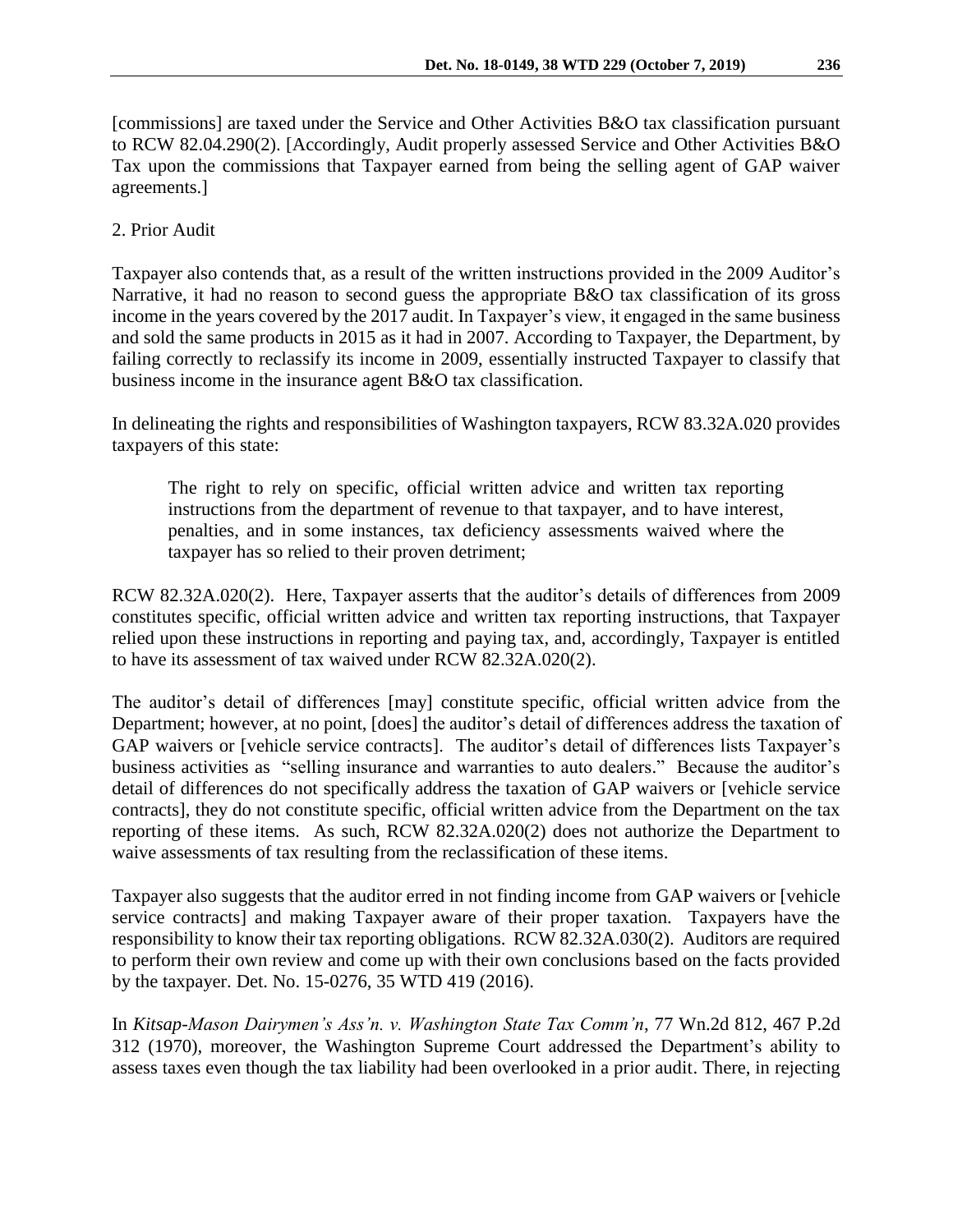[commissions] are taxed under the Service and Other Activities B&O tax classification pursuant to RCW 82.04.290(2). [Accordingly, Audit properly assessed Service and Other Activities B&O Tax upon the commissions that Taxpayer earned from being the selling agent of GAP waiver agreements.]

2. Prior Audit

Taxpayer also contends that, as a result of the written instructions provided in the 2009 Auditor's Narrative, it had no reason to second guess the appropriate B&O tax classification of its gross income in the years covered by the 2017 audit. In Taxpayer's view, it engaged in the same business and sold the same products in 2015 as it had in 2007. According to Taxpayer, the Department, by failing correctly to reclassify its income in 2009, essentially instructed Taxpayer to classify that business income in the insurance agent B&O tax classification.

In delineating the rights and responsibilities of Washington taxpayers, RCW 83.32A.020 provides taxpayers of this state:

> The right to rely on specific, official written advice and written tax reporting instructions from the department of revenue to that taxpayer, and to have interest, penalties, and in some instances, tax deficiency assessments waived where the taxpayer has so relied to their proven detriment;

RCW 82.32A.020(2). Here, Taxpayer asserts that the auditor's details of differences from 2009 constitutes specific, official written advice and written tax reporting instructions, that Taxpayer relied upon these instructions in reporting and paying tax, and, accordingly, Taxpayer is entitled to have its assessment of tax waived under RCW 82.32A.020(2).

The auditor's detail of differences [may] constitute specific, official written advice from the Department; however, at no point, [does] the auditor's detail of differences address the taxation of GAP waivers or [vehicle service contracts]. The auditor's detail of differences lists Taxpayer's business activities as "selling insurance and warranties to auto dealers." Because the auditor's detail of differences do not specifically address the taxation of GAP waivers or [vehicle service contracts], they do not constitute specific, official written advice from the Department on the tax reporting of these items. As such, RCW 82.32A.020(2) does not authorize the Department to waive assessments of tax resulting from the reclassification of these items.

Taxpayer also suggests that the auditor erred in not finding income from GAP waivers or [vehicle service contracts] and making Taxpayer aware of their proper taxation. Taxpayers have the responsibility to know their tax reporting obligations. RCW 82.32A.030(2). Auditors are required to perform their own review and come up with their own conclusions based on the facts provided by the taxpayer. Det. No. 15-0276, 35 WTD 419 (2016).

In *Kitsap-Mason Dairymen's Ass'n. v. Washington State Tax Comm'n*, 77 Wn.2d 812, 467 P.2d 312 (1970), moreover, the Washington Supreme Court addressed the Department's ability to assess taxes even though the tax liability had been overlooked in a prior audit. There, in rejecting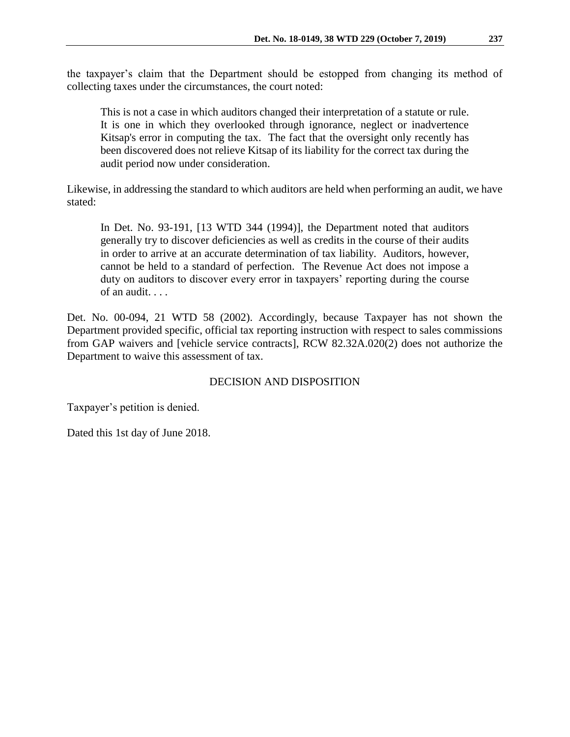the taxpayer's claim that the Department should be estopped from changing its method of collecting taxes under the circumstances, the court noted:

> This is not a case in which auditors changed their interpretation of a statute or rule. It is one in which they overlooked through ignorance, neglect or inadvertence Kitsap's error in computing the tax. The fact that the oversight only recently has been discovered does not relieve Kitsap of its liability for the correct tax during the audit period now under consideration.

Likewise, in addressing the standard to which auditors are held when performing an audit, we have stated:

> In Det. No. 93-191, [13 WTD 344 (1994)], the Department noted that auditors generally try to discover deficiencies as well as credits in the course of their audits in order to arrive at an accurate determination of tax liability. Auditors, however, cannot be held to a standard of perfection. The Revenue Act does not impose a duty on auditors to discover every error in taxpayers' reporting during the course of an audit. . . .

Det. No. 00-094, 21 WTD 58 (2002). Accordingly, because Taxpayer has not shown the Department provided specific, official tax reporting instruction with respect to sales commissions from GAP waivers and [vehicle service contracts], RCW 82.32A.020(2) does not authorize the Department to waive this assessment of tax.

## DECISION AND DISPOSITION

Taxpayer's petition is denied.

Dated this 1st day of June 2018.